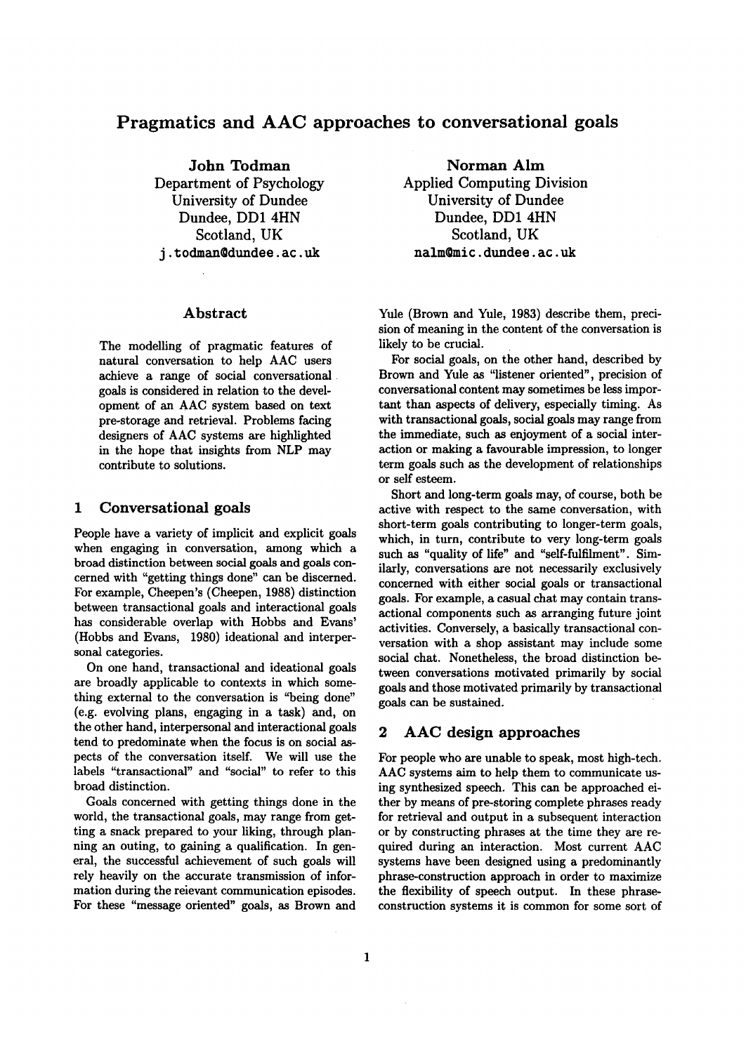# Pragmatics and AAC approaches to conversational goals

**John Todman**
Department of Psychology
University of Dundee
Dundee, DD1 4HN
Scotland, UK
j.todman@dundee.ac.uk

**Norman Alm**
Applied Computing Division
University of Dundee
Dundee, DD1 4HN
Scotland, UK
nalm@mic.dundee.ac.uk

## Abstract

The modelling of pragmatic features of natural conversation to help AAC users achieve a range of social conversational goals is considered in relation to the development of an AAC system based on text pre-storage and retrieval. Problems facing designers of AAC systems are highlighted in the hope that insights from NLP may contribute to solutions.

## 1 Conversational goals

People have a variety of implicit and explicit goals when engaging in conversation, among which a broad distinction between social goals and goals concerned with "getting things done" can be discerned. For example, Cheepen's (Cheepen, 1988) distinction between transactional goals and interactional goals has considerable overlap with Hobbs and Evans' (Hobbs and Evans, 1980) ideational and interpersonal categories.

On one hand, transactional and ideational goals are broadly applicable to contexts in which something external to the conversation is "being done" (e.g. evolving plans, engaging in a task) and, on the other hand, interpersonal and interactional goals tend to predominate when the focus is on social aspects of the conversation itself. We will use the labels "transactional" and "social" to refer to this broad distinction.

Goals concerned with getting things done in the world, the transactional goals, may range from getting a snack prepared to your liking, through planning an outing, to gaining a qualification. In general, the successful achievement of such goals will rely heavily on the accurate transmission of information during the relevant communication episodes. For these "message oriented" goals, as Brown and Yule (Brown and Yule, 1983) describe them, precision of meaning in the content of the conversation is likely to be crucial.

For social goals, on the other hand, described by Brown and Yule as "listener oriented", precision of conversational content may sometimes be less important than aspects of delivery, especially timing. As with transactional goals, social goals may range from the immediate, such as enjoyment of a social interaction or making a favourable impression, to longer term goals such as the development of relationships or self esteem.

Short and long-term goals may, of course, both be active with respect to the same conversation, with short-term goals contributing to longer-term goals, which, in turn, contribute to very long-term goals such as "quality of life" and "self-fulfilment". Similarly, conversations are not necessarily exclusively concerned with either social goals or transactional goals. For example, a casual chat may contain transactional components such as arranging future joint activities. Conversely, a basically transactional conversation with a shop assistant may include some social chat. Nonetheless, the broad distinction between conversations motivated primarily by social goals and those motivated primarily by transactional goals can be sustained.

## 2 AAC design approaches

For people who are unable to speak, most high-tech. AAC systems aim to help them to communicate using synthesized speech. This can be approached either by means of pre-storing complete phrases ready for retrieval and output in a subsequent interaction or by constructing phrases at the time they are required during an interaction. Most current AAC systems have been designed using a predominantly phrase-construction approach in order to maximize the flexibility of speech output. In these phrase-construction systems it is common for some sort of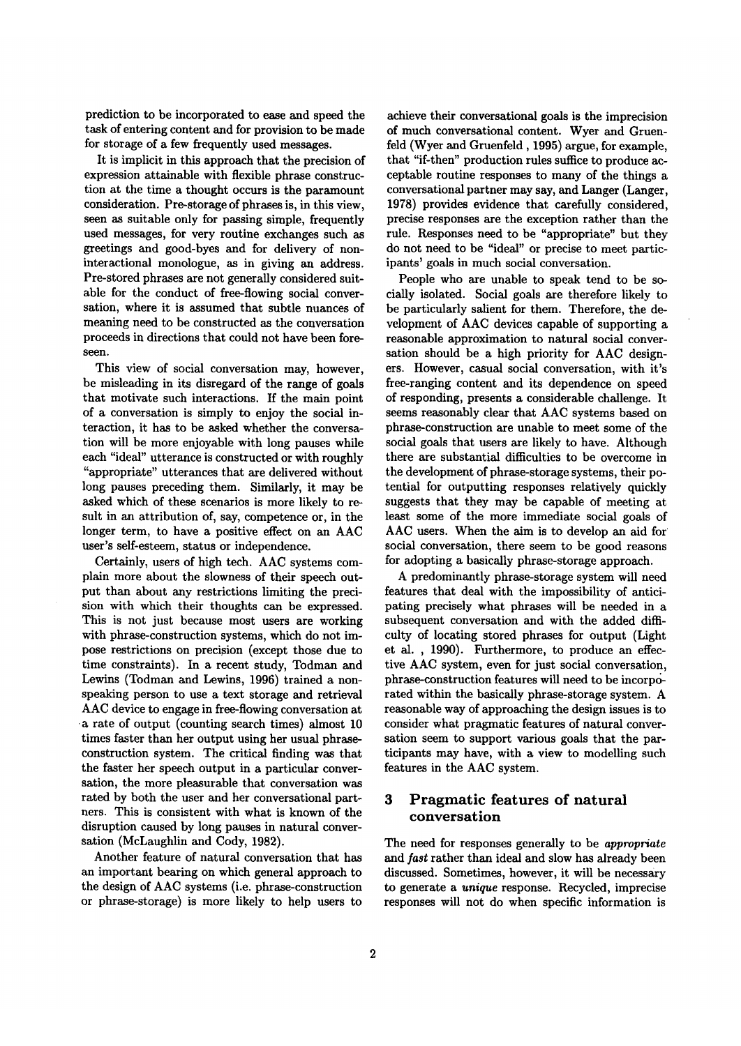prediction to be incorporated to ease and speed the task of entering content and for provision to be made for storage of a few frequently used messages.

It is implicit in this approach that the precision of expression attainable with flexible phrase construction at the time a thought occurs is the paramount consideration. Pre-storage of phrases is, in this view, seen as suitable only for passing simple, frequently used messages, for very routine exchanges such as greetings and good-byes and for delivery of non-interactional monologue, as in giving an address. Pre-stored phrases are not generally considered suitable for the conduct of free-flowing social conversation, where it is assumed that subtle nuances of meaning need to be constructed as the conversation proceeds in directions that could not have been foreseen.

This view of social conversation may, however, be misleading in its disregard of the range of goals that motivate such interactions. If the main point of a conversation is simply to enjoy the social interaction, it has to be asked whether the conversation will be more enjoyable with long pauses while each "ideal" utterance is constructed or with roughly "appropriate" utterances that are delivered without long pauses preceding them. Similarly, it may be asked which of these scenarios is more likely to result in an attribution of, say, competence or, in the longer term, to have a positive effect on an AAC user's self-esteem, status or independence.

Certainly, users of high tech. AAC systems complain more about the slowness of their speech output than about any restrictions limiting the precision with which their thoughts can be expressed. This is not just because most users are working with phrase-construction systems, which do not impose restrictions on precision (except those due to time constraints). In a recent study, Todman and Lewins (Todman and Lewins, 1996) trained a non-speaking person to use a text storage and retrieval AAC device to engage in free-flowing conversation at a rate of output (counting search times) almost 10 times faster than her output using her usual phrase-construction system. The critical finding was that the faster her speech output in a particular conversation, the more pleasurable that conversation was rated by both the user and her conversational partners. This is consistent with what is known of the disruption caused by long pauses in natural conversation (McLaughlin and Cody, 1982).

Another feature of natural conversation that has an important bearing on which general approach to the design of AAC systems (i.e. phrase-construction or phrase-storage) is more likely to help users to achieve their conversational goals is the imprecision of much conversational content. Wyer and Gruenfeld (Wyer and Gruenfeld , 1995) argue, for example, that "if-then" production rules suffice to produce acceptable routine responses to many of the things a conversational partner may say, and Langer (Langer, 1978) provides evidence that carefully considered, precise responses are the exception rather than the rule. Responses need to be "appropriate" but they do not need to be "ideal" or precise to meet participants' goals in much social conversation.

People who are unable to speak tend to be socially isolated. Social goals are therefore likely to be particularly salient for them. Therefore, the development of AAC devices capable of supporting a reasonable approximation to natural social conversation should be a high priority for AAC designers. However, casual social conversation, with it's free-ranging content and its dependence on speed of responding, presents a considerable challenge. It seems reasonably clear that AAC systems based on phrase-construction are unable to meet some of the social goals that users are likely to have. Although there are substantial difficulties to be overcome in the development of phrase-storage systems, their potential for outputting responses relatively quickly suggests that they may be capable of meeting at least some of the more immediate social goals of AAC users. When the aim is to develop an aid for social conversation, there seem to be good reasons for adopting a basically phrase-storage approach.

A predominantly phrase-storage system will need features that deal with the impossibility of anticipating precisely what phrases will be needed in a subsequent conversation and with the added difficulty of locating stored phrases for output (Light et al. , 1990). Furthermore, to produce an effective AAC system, even for just social conversation, phrase-construction features will need to be incorporated within the basically phrase-storage system. A reasonable way of approaching the design issues is to consider what pragmatic features of natural conversation seem to support various goals that the participants may have, with a view to modelling such features in the AAC system.

## 3 Pragmatic features of natural conversation

The need for responses generally to be *appropriate* and *fast* rather than ideal and slow has already been discussed. Sometimes, however, it will be necessary to generate a *unique* response. Recycled, imprecise responses will not do when specific information is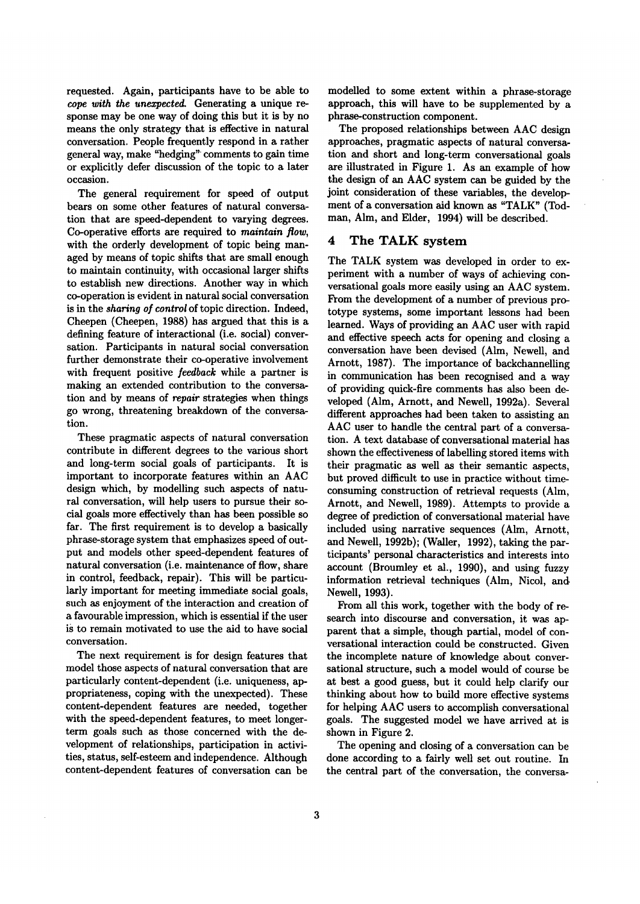requested. Again, participants have to be able to *cope with the unexpected*. Generating a unique response may be one way of doing this but it is by no means the only strategy that is effective in natural conversation. People frequently respond in a rather general way, make "hedging" comments to gain time or explicitly defer discussion of the topic to a later occasion.

The general requirement for speed of output bears on some other features of natural conversation that are speed-dependent to varying degrees. Co-operative efforts are required to *maintain flow*, with the orderly development of topic being managed by means of topic shifts that are small enough to maintain continuity, with occasional larger shifts to establish new directions. Another way in which co-operation is evident in natural social conversation is in the *sharing of control* of topic direction. Indeed, Cheepen (Cheepen, 1988) has argued that this is a defining feature of interactional (i.e. social) conversation. Participants in natural social conversation further demonstrate their co-operative involvement with frequent positive *feedback* while a partner is making an extended contribution to the conversation and by means of *repair* strategies when things go wrong, threatening breakdown of the conversation.

These pragmatic aspects of natural conversation contribute in different degrees to the various short and long-term social goals of participants. It is important to incorporate features within an AAC design which, by modelling such aspects of natural conversation, will help users to pursue their social goals more effectively than has been possible so far. The first requirement is to develop a basically phrase-storage system that emphasizes speed of output and models other speed-dependent features of natural conversation (i.e. maintenance of flow, share in control, feedback, repair). This will be particularly important for meeting immediate social goals, such as enjoyment of the interaction and creation of a favourable impression, which is essential if the user is to remain motivated to use the aid to have social conversation.

The next requirement is for design features that model those aspects of natural conversation that are particularly content-dependent (i.e. uniqueness, appropriateness, coping with the unexpected). These content-dependent features are needed, together with the speed-dependent features, to meet longer-term goals such as those concerned with the development of relationships, participation in activities, status, self-esteem and independence. Although content-dependent features of conversation can be modelled to some extent within a phrase-storage approach, this will have to be supplemented by a phrase-construction component.

The proposed relationships between AAC design approaches, pragmatic aspects of natural conversation and short and long-term conversational goals are illustrated in Figure 1. As an example of how the design of an AAC system can be guided by the joint consideration of these variables, the development of a conversation aid known as "TALK" (Todman, Alm, and Elder, 1994) will be described.

## 4 The TALK system

The TALK system was developed in order to experiment with a number of ways of achieving conversational goals more easily using an AAC system. From the development of a number of previous prototype systems, some important lessons had been learned. Ways of providing an AAC user with rapid and effective speech acts for opening and closing a conversation have been devised (Alm, Newell, and Arnott, 1987). The importance of backchannelling in communication has been recognised and a way of providing quick-fire comments has also been developed (Alm, Arnott, and Newell, 1992a). Several different approaches had been taken to assisting an AAC user to handle the central part of a conversation. A text database of conversational material has shown the effectiveness of labelling stored items with their pragmatic as well as their semantic aspects, but proved difficult to use in practice without time-consuming construction of retrieval requests (Alm, Arnott, and Newell, 1989). Attempts to provide a degree of prediction of conversational material have included using narrative sequences (Alm, Arnott, and Newell, 1992b); (Waller, 1992), taking the participants' personal characteristics and interests into account (Broumley et al., 1990), and using fuzzy information retrieval techniques (Alm, Nicol, and Newell, 1993).

From all this work, together with the body of research into discourse and conversation, it was apparent that a simple, though partial, model of conversational interaction could be constructed. Given the incomplete nature of knowledge about conversational structure, such a model would of course be at best a good guess, but it could help clarify our thinking about how to build more effective systems for helping AAC users to accomplish conversational goals. The suggested model we have arrived at is shown in Figure 2.

The opening and closing of a conversation can be done according to a fairly well set out routine. In the central part of the conversation, the conversa-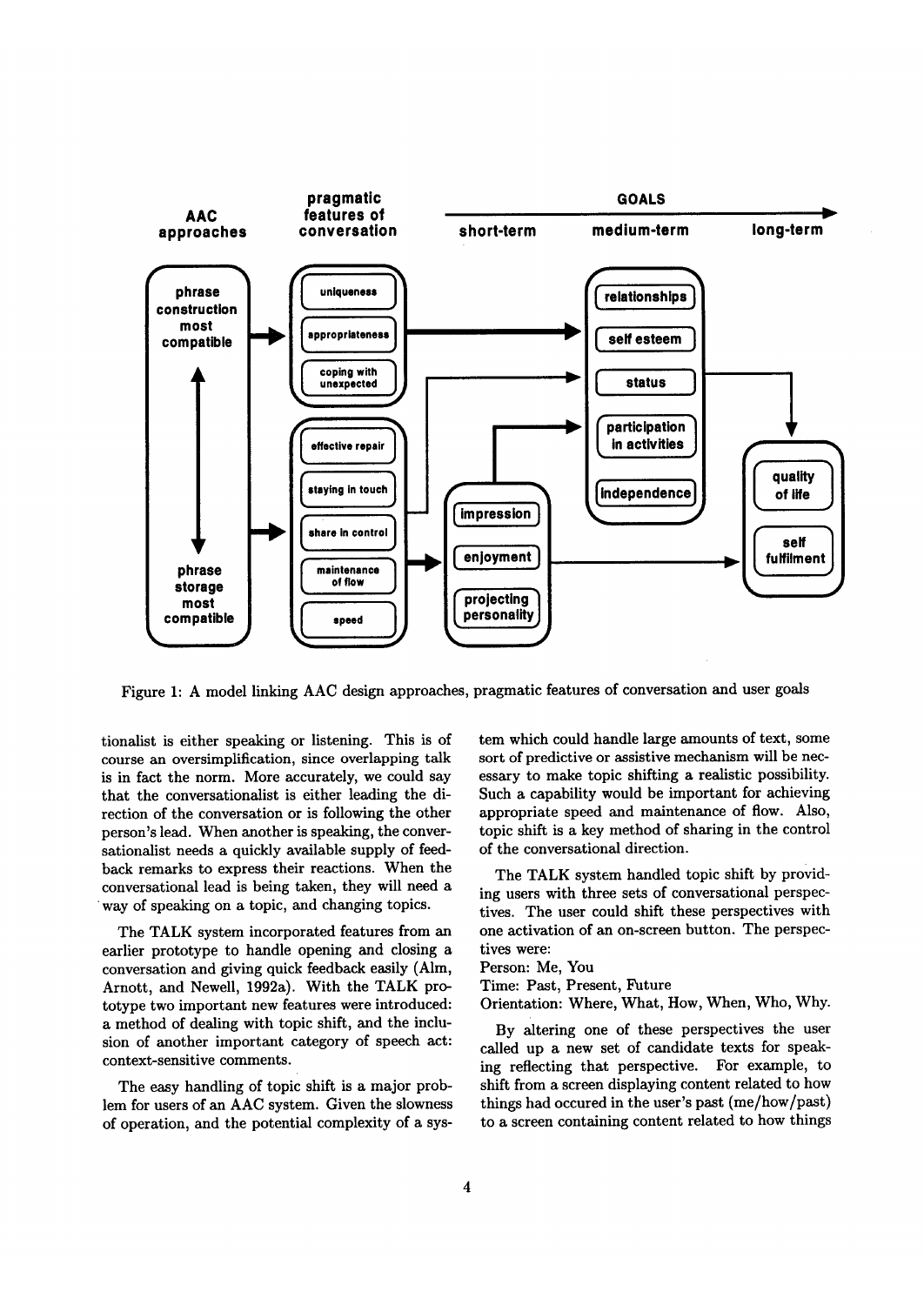Figure 1: A model linking AAC design approaches, pragmatic features of conversation and user goals

tionalist is either speaking or listening. This is of course an oversimplification, since overlapping talk is in fact the norm. More accurately, we could say that the conversationalist is either leading the direction of the conversation or is following the other person's lead. When another is speaking, the conversationalist needs a quickly available supply of feedback remarks to express their reactions. When the conversational lead is being taken, they will need a way of speaking on a topic, and changing topics.

The TALK system incorporated features from an earlier prototype to handle opening and closing a conversation and giving quick feedback easily (Alm, Arnott, and Newell, 1992a). With the TALK prototype two important new features were introduced: a method of dealing with topic shift, and the inclusion of another important category of speech act: context-sensitive comments.

The easy handling of topic shift is a major problem for users of an AAC system. Given the slowness of operation, and the potential complexity of a system which could handle large amounts of text, some sort of predictive or assistive mechanism will be necessary to make topic shifting a realistic possibility. Such a capability would be important for achieving appropriate speed and maintenance of flow. Also, topic shift is a key method of sharing in the control of the conversational direction.

The TALK system handled topic shift by providing users with three sets of conversational perspectives. The user could shift these perspectives with one activation of an on-screen button. The perspectives were:

Person: Me, You

Time: Past, Present, Future

Orientation: Where, What, How, When, Who, Why.

By altering one of these perspectives the user called up a new set of candidate texts for speaking reflecting that perspective. For example, to shift from a screen displaying content related to how things had occured in the user's past (me/how/past) to a screen containing content related to how things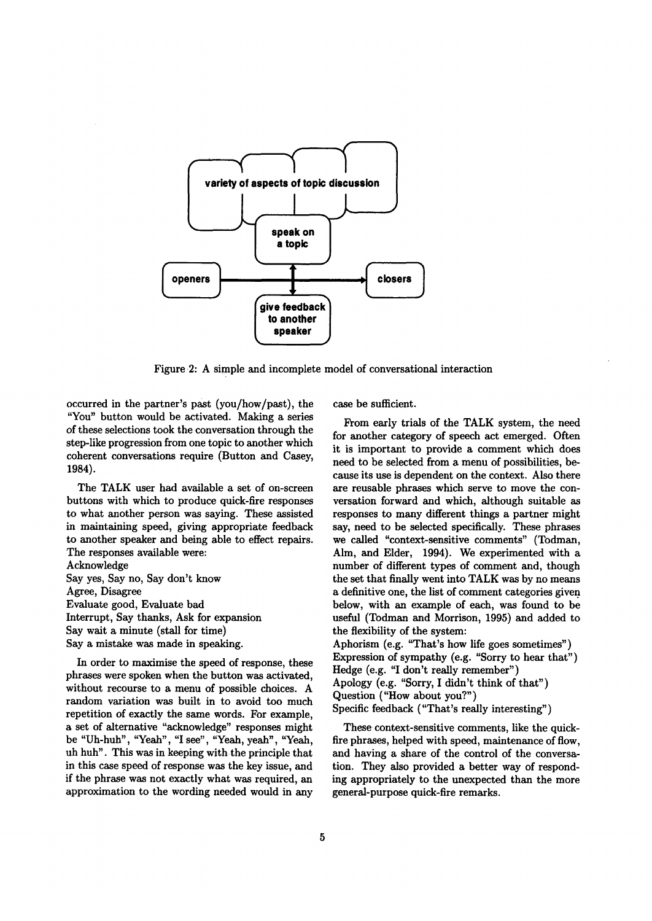Figure 2: A simple and incomplete model of conversational interaction

occurred in the partner's past (you/how/past), the "You" button would be activated. Making a series of these selections took the conversation through the step-like progression from one topic to another which coherent conversations require (Button and Casey, 1984).

The TALK user had available a set of on-screen buttons with which to produce quick-fire responses to what another person was saying. These assisted in maintaining speed, giving appropriate feedback to another speaker and being able to effect repairs. The responses available were:

Acknowledge
Say yes, Say no, Say don't know
Agree, Disagree
Evaluate good, Evaluate bad
Interrupt, Say thanks, Ask for expansion
Say wait a minute (stall for time)
Say a mistake was made in speaking.

In order to maximise the speed of response, these phrases were spoken when the button was activated, without recourse to a menu of possible choices. A random variation was built in to avoid too much repetition of exactly the same words. For example, a set of alternative "acknowledge" responses might be "Uh-huh", "Yeah", "I see", "Yeah, yeah", "Yeah, uh huh". This was in keeping with the principle that in this case speed of response was the key issue, and if the phrase was not exactly what was required, an approximation to the wording needed would in any case be sufficient.

From early trials of the TALK system, the need for another category of speech act emerged. Often it is important to provide a comment which does need to be selected from a menu of possibilities, because its use is dependent on the context. Also there are reusable phrases which serve to move the conversation forward and which, although suitable as responses to many different things a partner might say, need to be selected specifically. These phrases we called "context-sensitive comments" (Todman, Alm, and Elder, 1994). We experimented with a number of different types of comment and, though the set that finally went into TALK was by no means a definitive one, the list of comment categories given below, with an example of each, was found to be useful (Todman and Morrison, 1995) and added to the flexibility of the system:

Aphorism (e.g. "That's how life goes sometimes")
Expression of sympathy (e.g. "Sorry to hear that")
Hedge (e.g. "I don't really remember")
Apology (e.g. "Sorry, I didn't think of that")
Question ("How about you?")
Specific feedback ("That's really interesting")

These context-sensitive comments, like the quick-fire phrases, helped with speed, maintenance of flow, and having a share of the control of the conversation. They also provided a better way of responding appropriately to the unexpected than the more general-purpose quick-fire remarks.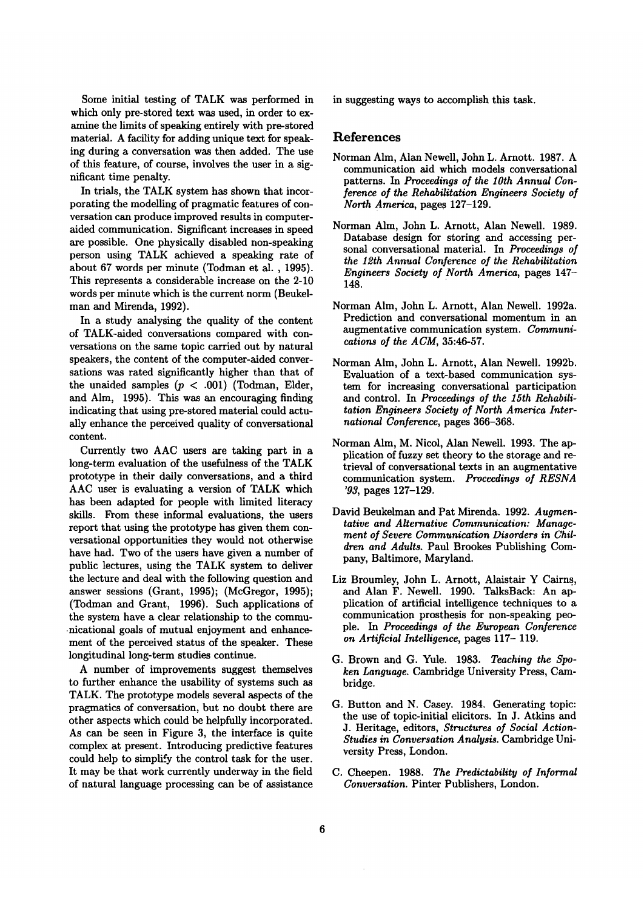Some initial testing of TALK was performed in which only pre-stored text was used, in order to examine the limits of speaking entirely with pre-stored material. A facility for adding unique text for speaking during a conversation was then added. The use of this feature, of course, involves the user in a significant time penalty.

In trials, the TALK system has shown that incorporating the modelling of pragmatic features of conversation can produce improved results in computer-aided communication. Significant increases in speed are possible. One physically disabled non-speaking person using TALK achieved a speaking rate of about 67 words per minute (Todman et al. , 1995). This represents a considerable increase on the 2-10 words per minute which is the current norm (Beukelman and Mirenda, 1992).

In a study analysing the quality of the content of TALK-aided conversations compared with conversations on the same topic carried out by natural speakers, the content of the computer-aided conversations was rated significantly higher than that of the unaided samples ($p < .001$) (Todman, Elder, and Alm, 1995). This was an encouraging finding indicating that using pre-stored material could actually enhance the perceived quality of conversational content.

Currently two AAC users are taking part in a long-term evaluation of the usefulness of the TALK prototype in their daily conversations, and a third AAC user is evaluating a version of TALK which has been adapted for people with limited literacy skills. From these informal evaluations, the users report that using the prototype has given them conversational opportunities they would not otherwise have had. Two of the users have given a number of public lectures, using the TALK system to deliver the lecture and deal with the following question and answer sessions (Grant, 1995); (McGregor, 1995); (Todman and Grant, 1996). Such applications of the system have a clear relationship to the communicational goals of mutual enjoyment and enhancement of the perceived status of the speaker. These longitudinal long-term studies continue.

A number of improvements suggest themselves to further enhance the usability of systems such as TALK. The prototype models several aspects of the pragmatics of conversation, but no doubt there are other aspects which could be helpfully incorporated. As can be seen in Figure 3, the interface is quite complex at present. Introducing predictive features could help to simplify the control task for the user. It may be that work currently underway in the field of natural language processing can be of assistance in suggesting ways to accomplish this task.

## References

Norman Alm, Alan Newell, John L. Arnott. 1987. A communication aid which models conversational patterns. In *Proceedings of the 10th Annual Conference of the Rehabilitation Engineers Society of North America*, pages 127–129.

Norman Alm, John L. Arnott, Alan Newell. 1989. Database design for storing and accessing personal conversational material. In *Proceedings of the 12th Annual Conference of the Rehabilitation Engineers Society of North America*, pages 147–148.

Norman Alm, John L. Arnott, Alan Newell. 1992a. Prediction and conversational momentum in an augmentative communication system. *Communications of the ACM*, 35:46-57.

Norman Alm, John L. Arnott, Alan Newell. 1992b. Evaluation of a text-based communication system for increasing conversational participation and control. In *Proceedings of the 15th Rehabilitation Engineers Society of North America International Conference*, pages 366–368.

Norman Alm, M. Nicol, Alan Newell. 1993. The application of fuzzy set theory to the storage and retrieval of conversational texts in an augmentative communication system. *Proceedings of RESNA '93*, pages 127–129.

David Beukelman and Pat Mirenda. 1992. *Augmentative and Alternative Communication: Management of Severe Communication Disorders in Children and Adults.* Paul Brookes Publishing Company, Baltimore, Maryland.

Liz Broumley, John L. Arnott, Alaistair Y Cairns, and Alan F. Newell. 1990. TalksBack: An application of artificial intelligence techniques to a communication prosthesis for non-speaking people. In *Proceedings of the European Conference on Artificial Intelligence*, pages 117– 119.

G. Brown and G. Yule. 1983. *Teaching the Spoken Language.* Cambridge University Press, Cambridge.

G. Button and N. Casey. 1984. Generating topic: the use of topic-initial elicitors. In J. Atkins and J. Heritage, editors, *Structures of Social Action-Studies in Conversation Analysis.* Cambridge University Press, London.

C. Cheepen. 1988. *The Predictability of Informal Conversation.* Pinter Publishers, London.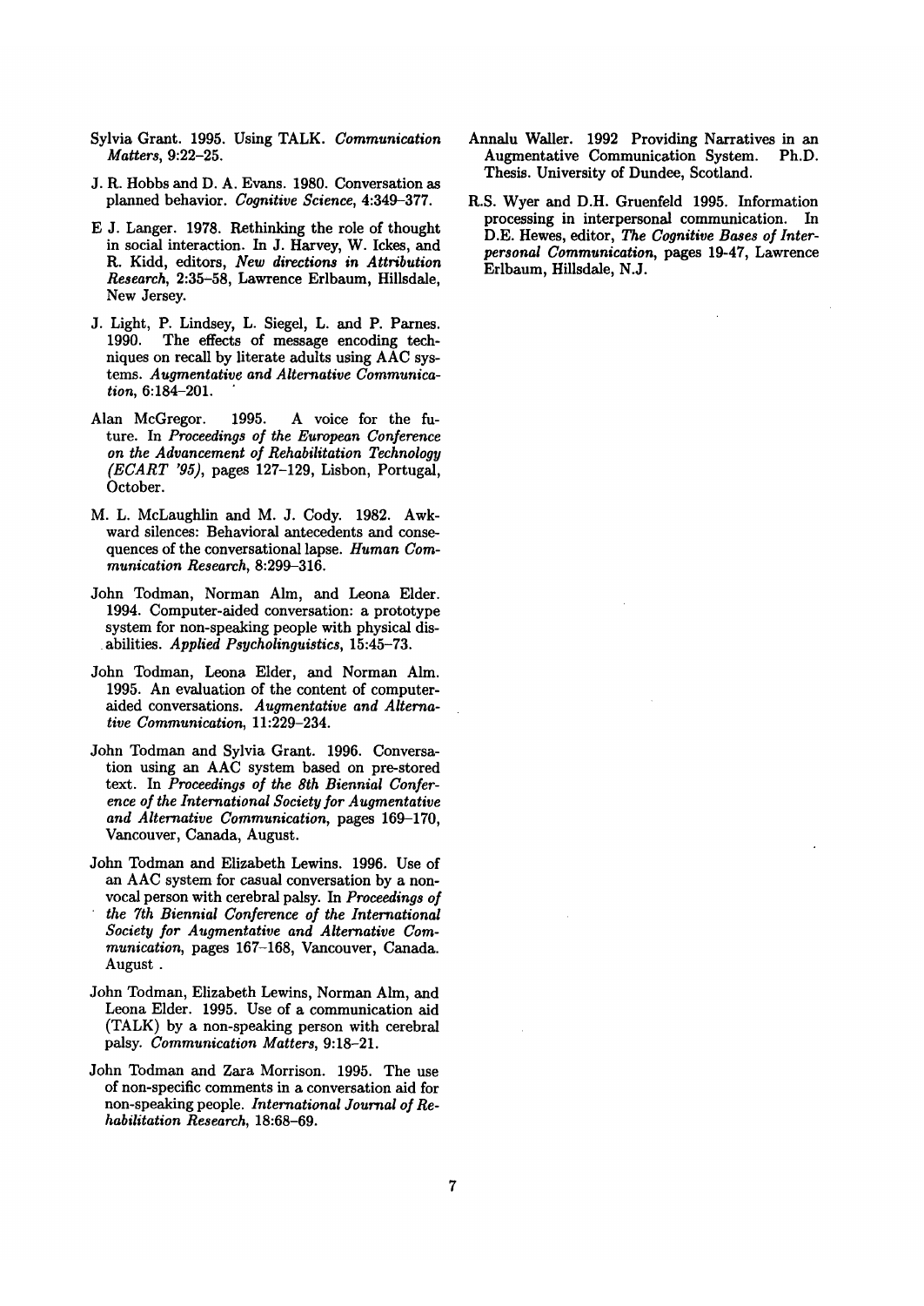Sylvia Grant. 1995. Using TALK. *Communication Matters*, 9:22–25.

J. R. Hobbs and D. A. Evans. 1980. Conversation as planned behavior. *Cognitive Science*, 4:349–377.

E J. Langer. 1978. Rethinking the role of thought in social interaction. In J. Harvey, W. Ickes, and R. Kidd, editors, *New directions in Attribution Research*, 2:35–58, Lawrence Erlbaum, Hillsdale, New Jersey.

J. Light, P. Lindsey, L. Siegel, L. and P. Parnes. 1990. The effects of message encoding techniques on recall by literate adults using AAC systems. *Augmentative and Alternative Communication*, 6:184–201.

Alan McGregor. 1995. A voice for the future. In *Proceedings of the European Conference on the Advancement of Rehabilitation Technology (ECART '95)*, pages 127–129, Lisbon, Portugal, October.

M. L. McLaughlin and M. J. Cody. 1982. Awkward silences: Behavioral antecedents and consequences of the conversational lapse. *Human Communication Research*, 8:299–316.

John Todman, Norman Alm, and Leona Elder. 1994. Computer-aided conversation: a prototype system for non-speaking people with physical disabilities. *Applied Psycholinguistics*, 15:45–73.

John Todman, Leona Elder, and Norman Alm. 1995. An evaluation of the content of computer-aided conversations. *Augmentative and Alternative Communication*, 11:229–234.

John Todman and Sylvia Grant. 1996. Conversation using an AAC system based on pre-stored text. In *Proceedings of the 8th Biennial Conference of the International Society for Augmentative and Alternative Communication*, pages 169–170, Vancouver, Canada, August.

John Todman and Elizabeth Lewins. 1996. Use of an AAC system for casual conversation by a non-vocal person with cerebral palsy. In *Proceedings of the 7th Biennial Conference of the International Society for Augmentative and Alternative Communication*, pages 167–168, Vancouver, Canada. August .

John Todman, Elizabeth Lewins, Norman Alm, and Leona Elder. 1995. Use of a communication aid (TALK) by a non-speaking person with cerebral palsy. *Communication Matters*, 9:18–21.

John Todman and Zara Morrison. 1995. The use of non-specific comments in a conversation aid for non-speaking people. *International Journal of Rehabilitation Research*, 18:68–69.

Annalu Waller. 1992 Providing Narratives in an Augmentative Communication System. Ph.D. Thesis. University of Dundee, Scotland.

R.S. Wyer and D.H. Gruenfeld 1995. Information processing in interpersonal communication. In D.E. Hewes, editor, *The Cognitive Bases of Interpersonal Communication*, pages 19-47, Lawrence Erlbaum, Hillsdale, N.J.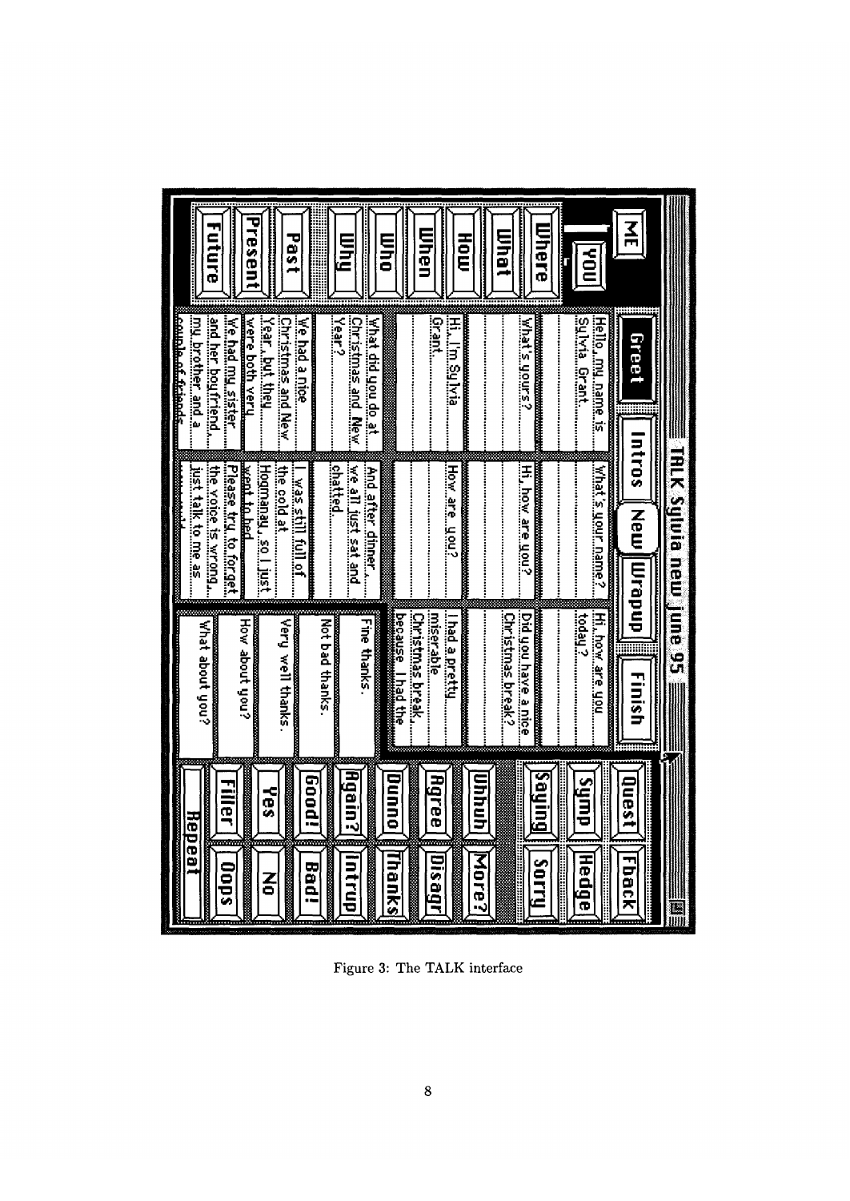Figure 3: The TALK interface